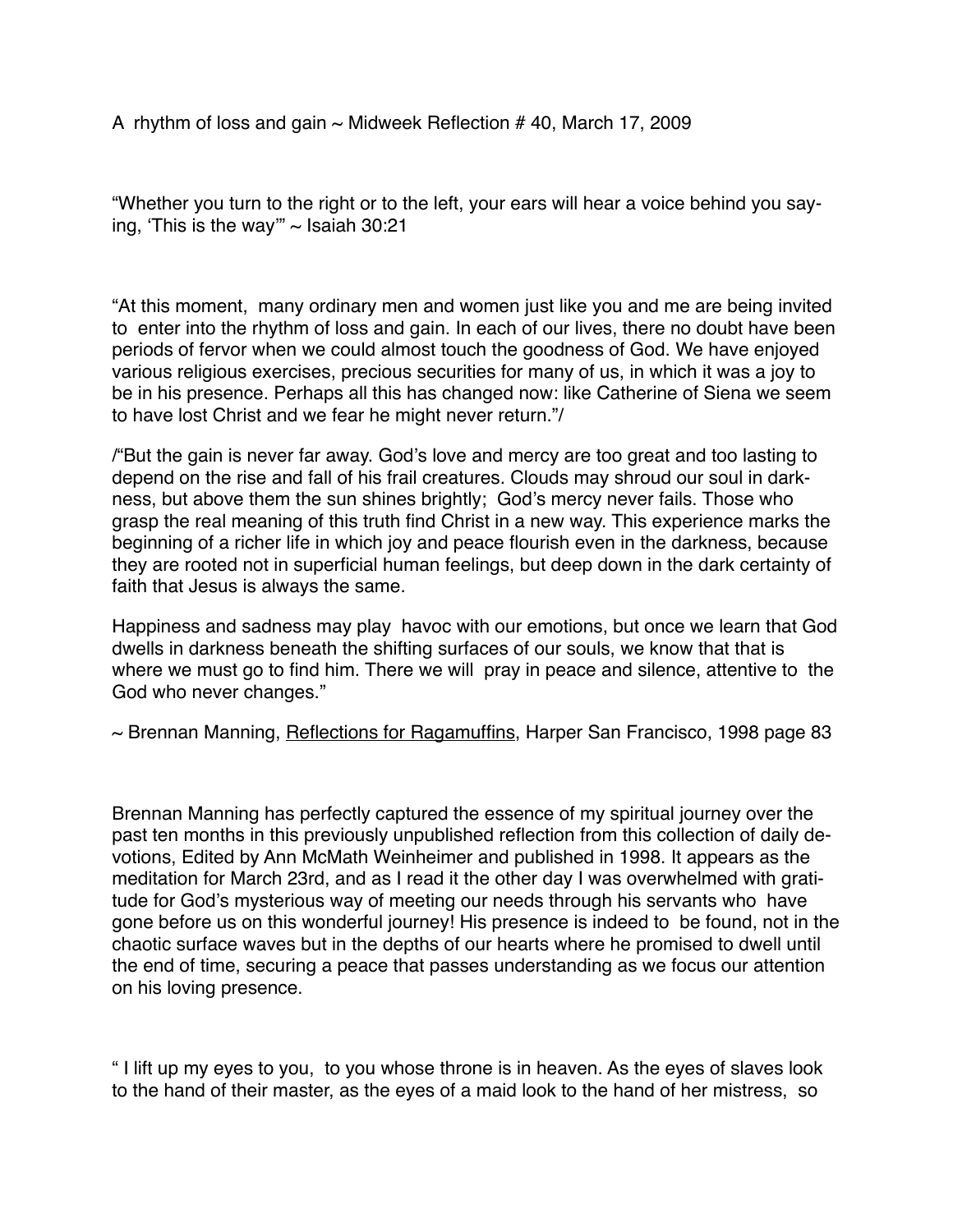A rhythm of loss and gain ~ Midweek Reflection # 40, March 17, 2009

“Whether you turn to the right or to the left, your ears will hear a voice behind you saying, ‘This is the way’” ~ Isaiah 30:21

“At this moment, many ordinary men and women just like you and me are being invited to enter into the rhythm of loss and gain. In each of our lives, there no doubt have been periods of fervor when we could almost touch the goodness of God. We have enjoyed various religious exercises, precious securities for many of us, in which it was a joy to be in his presence. Perhaps all this has changed now: like Catherine of Siena we seem to have lost Christ and we fear he might never return.”/

/“But the gain is never far away. God’s love and mercy are too great and too lasting to depend on the rise and fall of his frail creatures. Clouds may shroud our soul in darkness, but above them the sun shines brightly; God’s mercy never fails. Those who grasp the real meaning of this truth find Christ in a new way. This experience marks the beginning of a richer life in which joy and peace flourish even in the darkness, because they are rooted not in superficial human feelings, but deep down in the dark certainty of faith that Jesus is always the same.

Happiness and sadness may play havoc with our emotions, but once we learn that God dwells in darkness beneath the shifting surfaces of our souls, we know that that is where we must go to find him. There we will pray in peace and silence, attentive to the God who never changes.”

~ Brennan Manning, Reflections for Ragamuffins, Harper San Francisco, 1998 page 83

Brennan Manning has perfectly captured the essence of my spiritual journey over the past ten months in this previously unpublished reflection from this collection of daily devotions, Edited by Ann McMath Weinheimer and published in 1998. It appears as the meditation for March 23rd, and as I read it the other day I was overwhelmed with gratitude for God’s mysterious way of meeting our needs through his servants who have gone before us on this wonderful journey! His presence is indeed to be found, not in the chaotic surface waves but in the depths of our hearts where he promised to dwell until the end of time, securing a peace that passes understanding as we focus our attention on his loving presence.

“ I lift up my eyes to you, to you whose throne is in heaven. As the eyes of slaves look to the hand of their master, as the eyes of a maid look to the hand of her mistress, so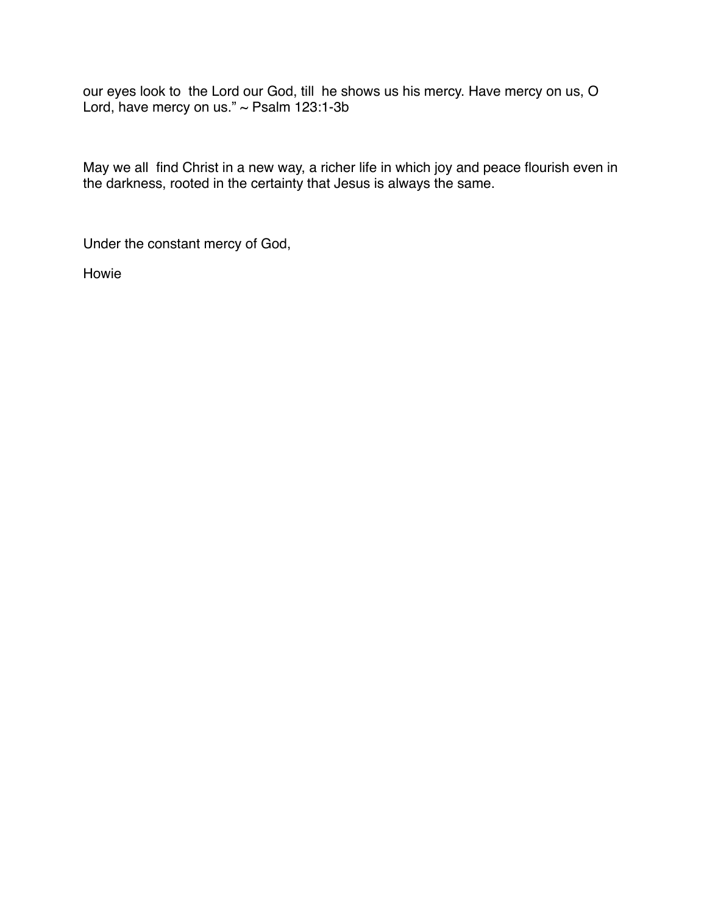our eyes look to the Lord our God, till he shows us his mercy. Have mercy on us, O Lord, have mercy on us." ~ Psalm 123:1-3b

May we all find Christ in a new way, a richer life in which joy and peace flourish even in the darkness, rooted in the certainty that Jesus is always the same.

Under the constant mercy of God,

Howie